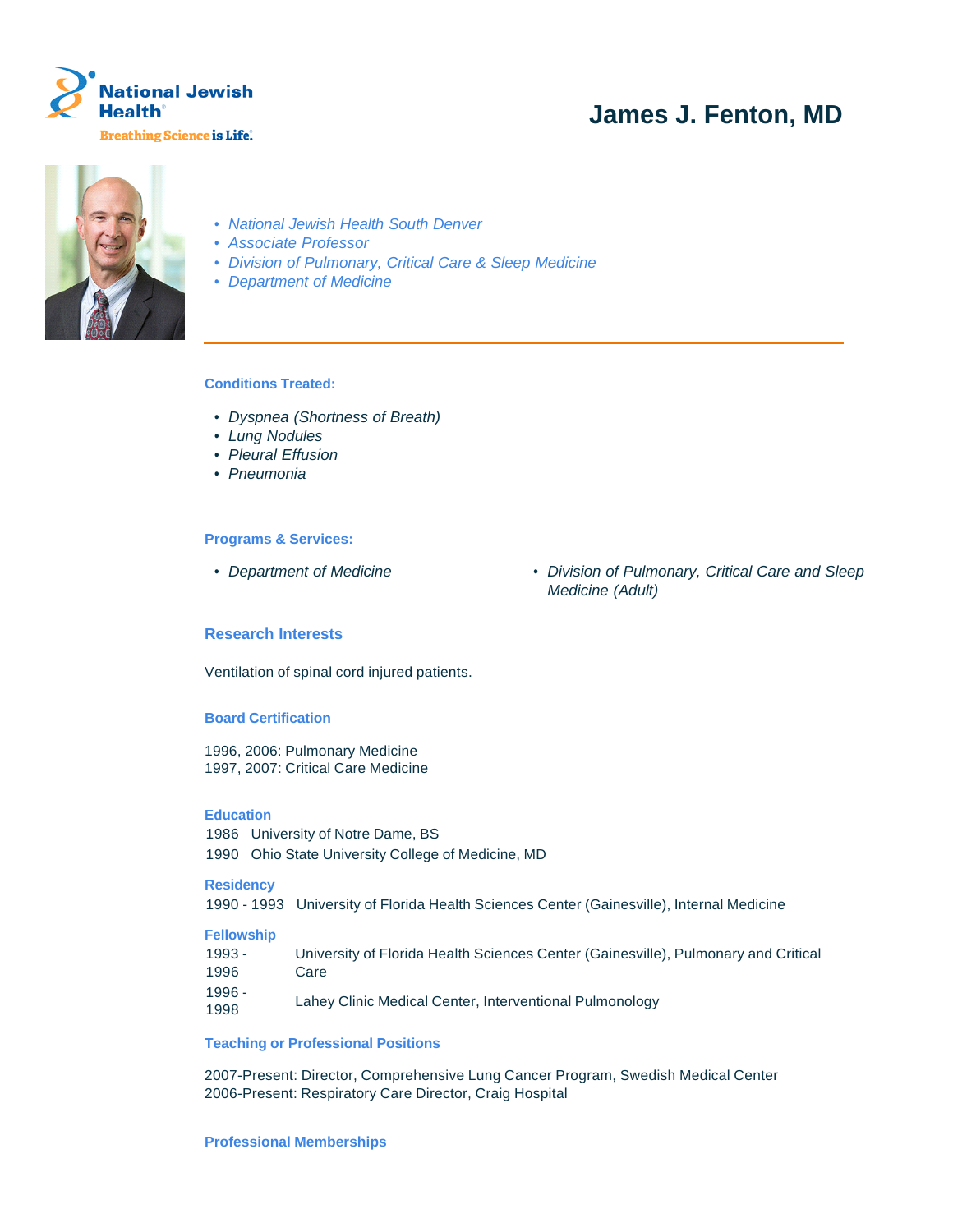# James J. Fenton, MD

- *National Jewish Health South Denver*
- *Associate Professor*
- *Division of Pulmonary, Critical Care & Sleep Medicine*
- *Department of Medicine*

---

### Conditions Treated:

- *Dyspnea (Shortness of Breath)*
- *Lung Nodules*
- *Pleural Effusion*
- *Pneumonia*

### Programs & Services:

- *Department of Medicine*
- *Division of Pulmonary, Critical Care and Sleep Medicine (Adult)*

### Research Interests

Ventilation of spinal cord injured patients.

### Board Certification

1996, 2006: Pulmonary Medicine
1997, 2007: Critical Care Medicine

### Education

1986 University of Notre Dame, BS
1990 Ohio State University College of Medicine, MD

### Residency

1990 - 1993 University of Florida Health Sciences Center (Gainesville), Internal Medicine

### Fellowship

1993 - 1996 University of Florida Health Sciences Center (Gainesville), Pulmonary and Critical Care
1996 - 1998 Lahey Clinic Medical Center, Interventional Pulmonology

### Teaching or Professional Positions

2007-Present: Director, Comprehensive Lung Cancer Program, Swedish Medical Center
2006-Present: Respiratory Care Director, Craig Hospital

### Professional Memberships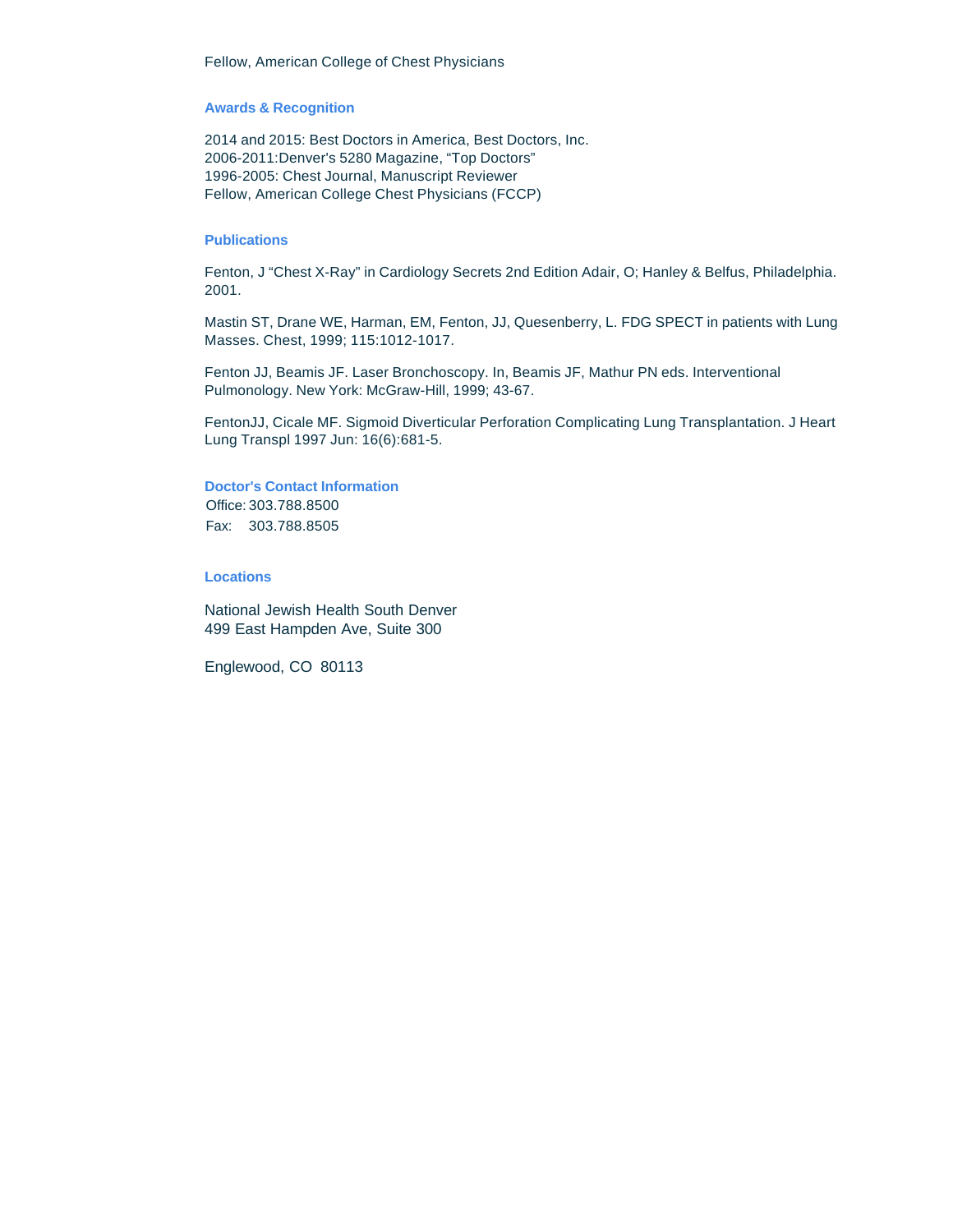Fellow, American College of Chest Physicians

### Awards & Recognition

2014 and 2015: Best Doctors in America, Best Doctors, Inc.
2006-2011:Denver's 5280 Magazine, “Top Doctors”
1996-2005: Chest Journal, Manuscript Reviewer
Fellow, American College Chest Physicians (FCCP)

### Publications

Fenton, J “Chest X-Ray” in Cardiology Secrets 2nd Edition Adair, O; Hanley & Belfus, Philadelphia. 2001.

Mastin ST, Drane WE, Harman, EM, Fenton, JJ, Quesenberry, L. FDG SPECT in patients with Lung Masses. Chest, 1999; 115:1012-1017.

Fenton JJ, Beamis JF. Laser Bronchoscopy. In, Beamis JF, Mathur PN eds. Interventional Pulmonology. New York: McGraw-Hill, 1999; 43-67.

FentonJJ, Cicale MF. Sigmoid Diverticular Perforation Complicating Lung Transplantation. J Heart Lung Transpl 1997 Jun: 16(6):681-5.

### Doctor's Contact Information

Office: 303.788.8500
Fax: 303.788.8505

### Locations

National Jewish Health South Denver
499 East Hampden Ave, Suite 300

Englewood, CO 80113